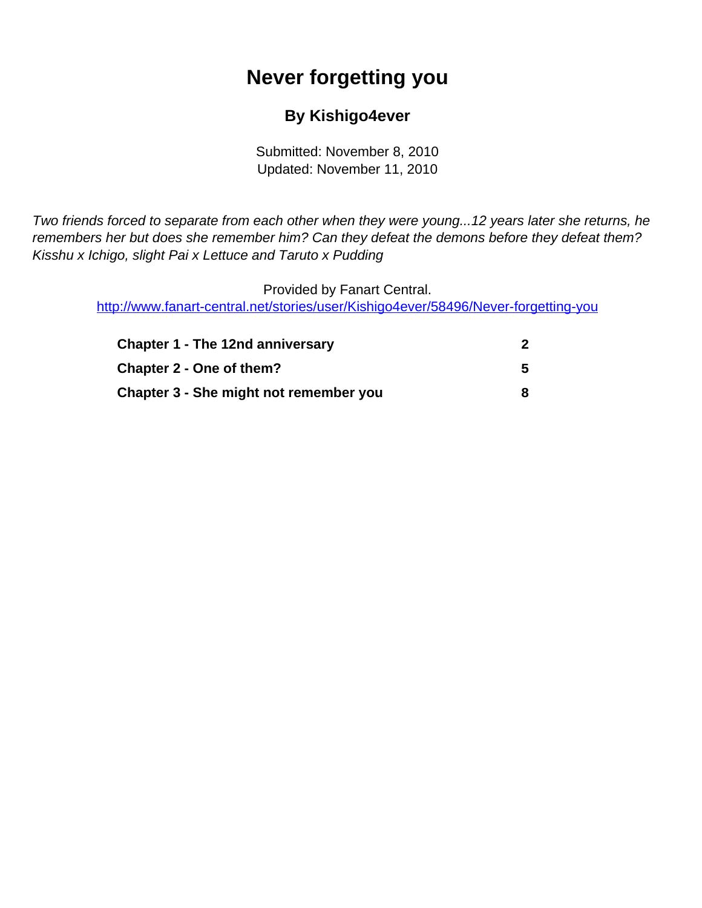# Never forgetting you

### By Kishigo4ever

Submitted: November 8, 2010
Updated: November 11, 2010

*Two friends forced to separate from each other when they were young...12 years later she returns, he remembers her but does she remember him? Can they defeat the demons before they defeat them? Kisshu x Ichigo, slight Pai x Lettuce and Taruto x Pudding*

Provided by Fanart Central.
http://www.fanart-central.net/stories/user/Kishigo4ever/58496/Never-forgetting-you

| | |
|---|---|
| **Chapter 1 - The 12nd anniversary** | **2** |
| **Chapter 2 - One of them?** | **5** |
| **Chapter 3 - She might not remember you** | **8** |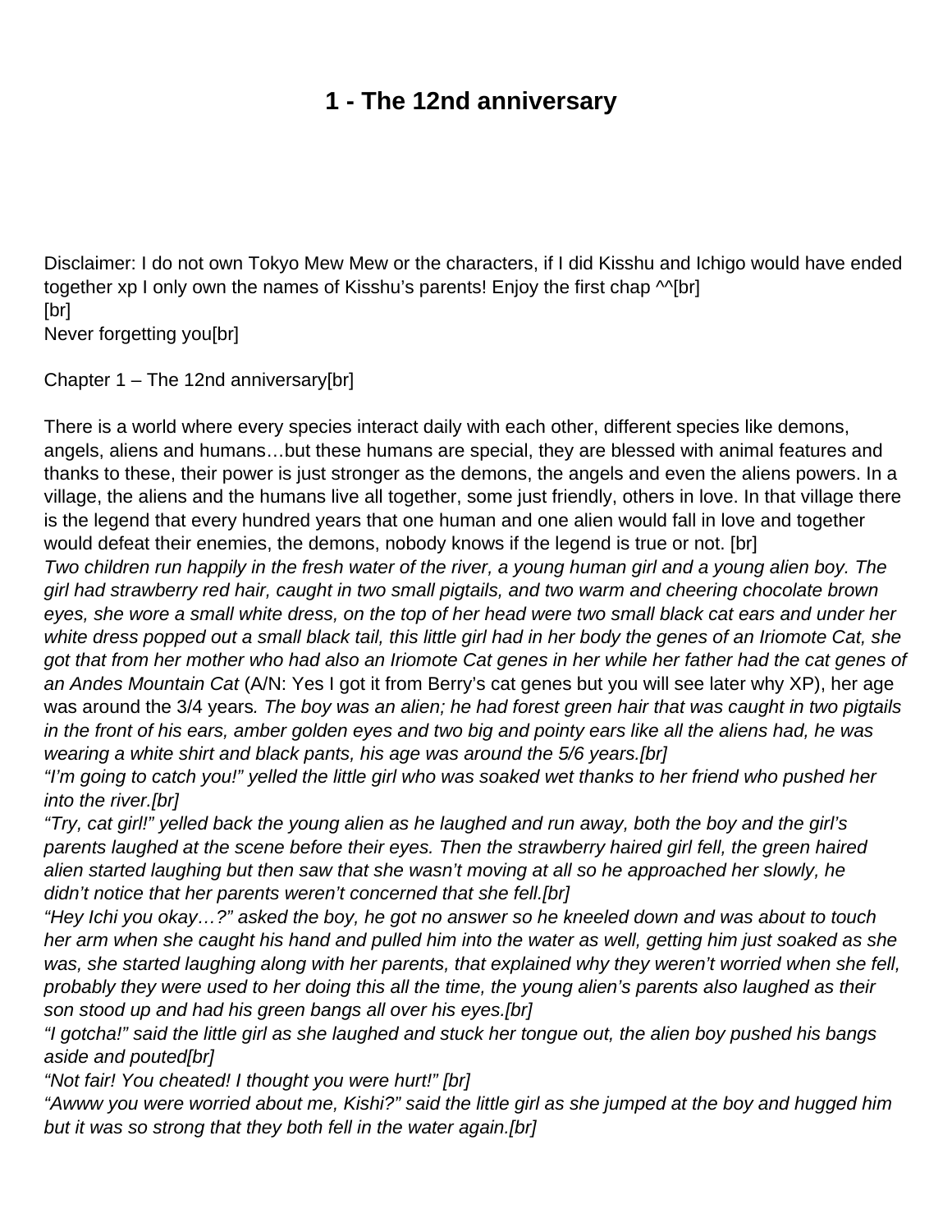# 1 - The 12nd anniversary

Disclaimer: I do not own Tokyo Mew Mew or the characters, if I did Kisshu and Ichigo would have ended together xp I only own the names of Kisshu's parents! Enjoy the first chap ^^[br]
[br]
Never forgetting you[br]

Chapter 1 – The 12nd anniversary[br]

There is a world where every species interact daily with each other, different species like demons, angels, aliens and humans…but these humans are special, they are blessed with animal features and thanks to these, their power is just stronger as the demons, the angels and even the aliens powers. In a village, the aliens and the humans live all together, some just friendly, others in love. In that village there is the legend that every hundred years that one human and one alien would fall in love and together would defeat their enemies, the demons, nobody knows if the legend is true or not. [br]
*Two children run happily in the fresh water of the river, a young human girl and a young alien boy. The girl had strawberry red hair, caught in two small pigtails, and two warm and cheering chocolate brown eyes, she wore a small white dress, on the top of her head were two small black cat ears and under her white dress popped out a small black tail, this little girl had in her body the genes of an Iriomote Cat, she got that from her mother who had also an Iriomote Cat genes in her while her father had the cat genes of an Andes Mountain Cat* (A/N: Yes I got it from Berry's cat genes but you will see later why XP), her age was around the 3/4 years*. The boy was an alien; he had forest green hair that was caught in two pigtails in the front of his ears, amber golden eyes and two big and pointy ears like all the aliens had, he was wearing a white shirt and black pants, his age was around the 5/6 years.[br]*
*"I'm going to catch you!" yelled the little girl who was soaked wet thanks to her friend who pushed her into the river.[br]*
*"Try, cat girl!" yelled back the young alien as he laughed and run away, both the boy and the girl's parents laughed at the scene before their eyes. Then the strawberry haired girl fell, the green haired alien started laughing but then saw that she wasn't moving at all so he approached her slowly, he didn't notice that her parents weren't concerned that she fell.[br]*
*"Hey Ichi you okay…?" asked the boy, he got no answer so he kneeled down and was about to touch her arm when she caught his hand and pulled him into the water as well, getting him just soaked as she was, she started laughing along with her parents, that explained why they weren't worried when she fell, probably they were used to her doing this all the time, the young alien's parents also laughed as their son stood up and had his green bangs all over his eyes.[br]*
*"I gotcha!" said the little girl as she laughed and stuck her tongue out, the alien boy pushed his bangs aside and pouted[br]*
*"Not fair! You cheated! I thought you were hurt!" [br]*
*"Awww you were worried about me, Kishi?" said the little girl as she jumped at the boy and hugged him but it was so strong that they both fell in the water again.[br]*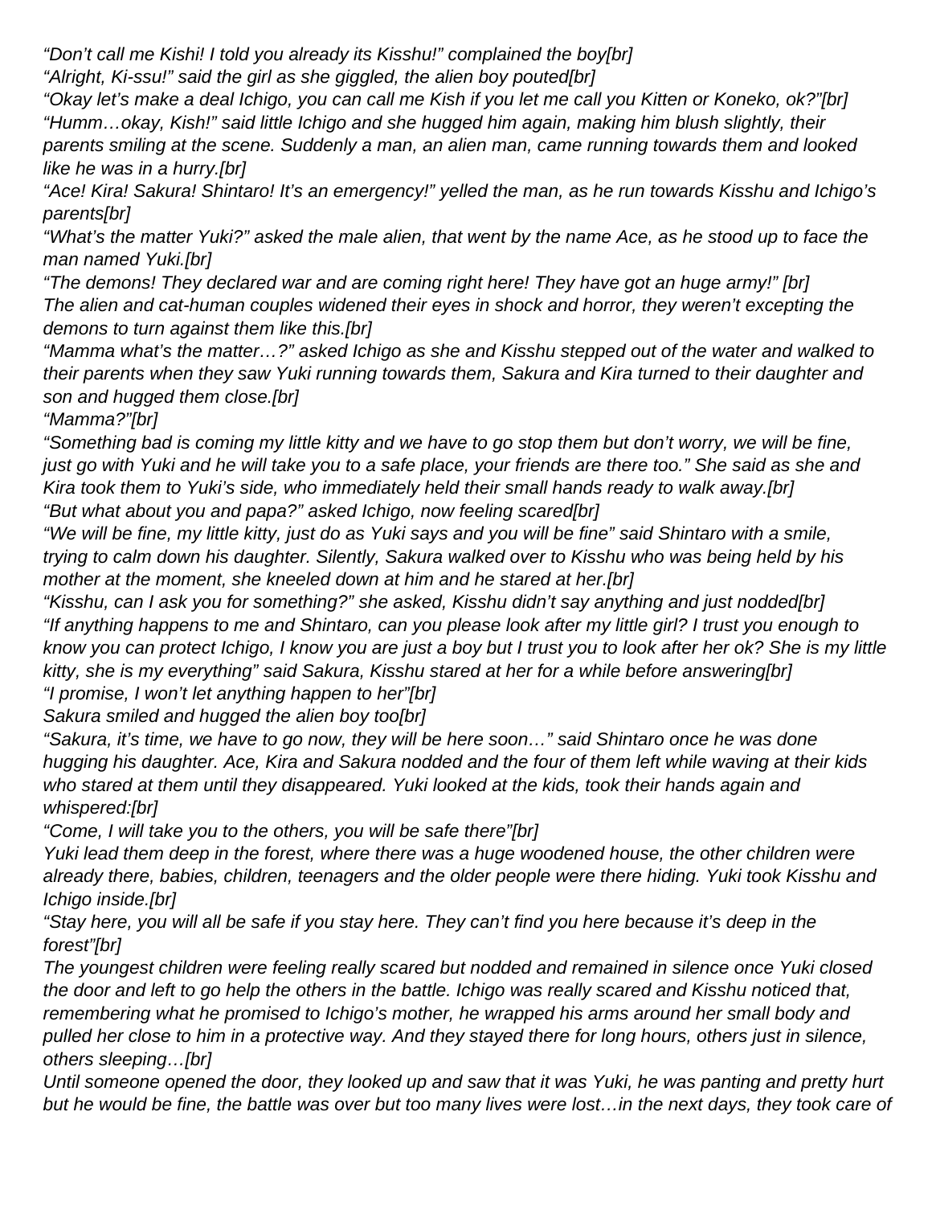*"Don't call me Kishi! I told you already its Kisshu!" complained the boy[br]*
*"Alright, Ki-ssu!" said the girl as she giggled, the alien boy pouted[br]*
*"Okay let's make a deal Ichigo, you can call me Kish if you let me call you Kitten or Koneko, ok?"[br]*
*"Humm…okay, Kish!" said little Ichigo and she hugged him again, making him blush slightly, their parents smiling at the scene. Suddenly a man, an alien man, came running towards them and looked like he was in a hurry.[br]*
*"Ace! Kira! Sakura! Shintaro! It's an emergency!" yelled the man, as he run towards Kisshu and Ichigo's parents[br]*
*"What's the matter Yuki?" asked the male alien, that went by the name Ace, as he stood up to face the man named Yuki.[br]*
*"The demons! They declared war and are coming right here! They have got an huge army!" [br]*
*The alien and cat-human couples widened their eyes in shock and horror, they weren't excepting the demons to turn against them like this.[br]*
*"Mamma what's the matter…?" asked Ichigo as she and Kisshu stepped out of the water and walked to their parents when they saw Yuki running towards them, Sakura and Kira turned to their daughter and son and hugged them close.[br]*
*"Mamma?"[br]*
*"Something bad is coming my little kitty and we have to go stop them but don't worry, we will be fine, just go with Yuki and he will take you to a safe place, your friends are there too." She said as she and Kira took them to Yuki's side, who immediately held their small hands ready to walk away.[br]*
*"But what about you and papa?" asked Ichigo, now feeling scared[br]*
*"We will be fine, my little kitty, just do as Yuki says and you will be fine" said Shintaro with a smile, trying to calm down his daughter. Silently, Sakura walked over to Kisshu who was being held by his mother at the moment, she kneeled down at him and he stared at her.[br]*
*"Kisshu, can I ask you for something?" she asked, Kisshu didn't say anything and just nodded[br]*
*"If anything happens to me and Shintaro, can you please look after my little girl? I trust you enough to know you can protect Ichigo, I know you are just a boy but I trust you to look after her ok? She is my little kitty, she is my everything" said Sakura, Kisshu stared at her for a while before answering[br]*
*"I promise, I won't let anything happen to her"[br]*
*Sakura smiled and hugged the alien boy too[br]*
*"Sakura, it's time, we have to go now, they will be here soon…" said Shintaro once he was done hugging his daughter. Ace, Kira and Sakura nodded and the four of them left while waving at their kids who stared at them until they disappeared. Yuki looked at the kids, took their hands again and whispered:[br]*
*"Come, I will take you to the others, you will be safe there"[br]*
*Yuki lead them deep in the forest, where there was a huge woodened house, the other children were already there, babies, children, teenagers and the older people were there hiding. Yuki took Kisshu and Ichigo inside.[br]*
*"Stay here, you will all be safe if you stay here. They can't find you here because it's deep in the forest"[br]*
*The youngest children were feeling really scared but nodded and remained in silence once Yuki closed the door and left to go help the others in the battle. Ichigo was really scared and Kisshu noticed that, remembering what he promised to Ichigo's mother, he wrapped his arms around her small body and pulled her close to him in a protective way. And they stayed there for long hours, others just in silence, others sleeping…[br]*
*Until someone opened the door, they looked up and saw that it was Yuki, he was panting and pretty hurt but he would be fine, the battle was over but too many lives were lost…in the next days, they took care of*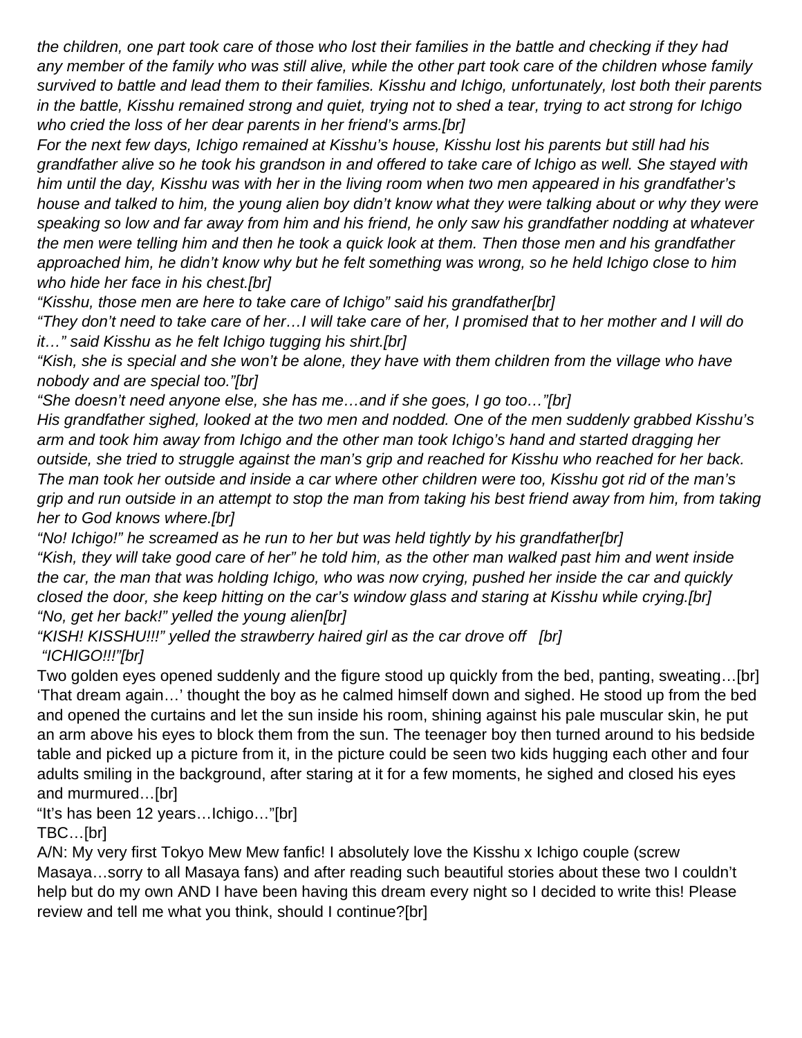*the children, one part took care of those who lost their families in the battle and checking if they had any member of the family who was still alive, while the other part took care of the children whose family survived to battle and lead them to their families. Kisshu and Ichigo, unfortunately, lost both their parents in the battle, Kisshu remained strong and quiet, trying not to shed a tear, trying to act strong for Ichigo who cried the loss of her dear parents in her friend's arms.[br]*

*For the next few days, Ichigo remained at Kisshu's house, Kisshu lost his parents but still had his grandfather alive so he took his grandson in and offered to take care of Ichigo as well. She stayed with him until the day, Kisshu was with her in the living room when two men appeared in his grandfather's house and talked to him, the young alien boy didn't know what they were talking about or why they were speaking so low and far away from him and his friend, he only saw his grandfather nodding at whatever the men were telling him and then he took a quick look at them. Then those men and his grandfather approached him, he didn't know why but he felt something was wrong, so he held Ichigo close to him who hide her face in his chest.[br]*

*"Kisshu, those men are here to take care of Ichigo" said his grandfather[br]*

*"They don't need to take care of her…I will take care of her, I promised that to her mother and I will do it…" said Kisshu as he felt Ichigo tugging his shirt.[br]*

*"Kish, she is special and she won't be alone, they have with them children from the village who have nobody and are special too."[br]*

*"She doesn't need anyone else, she has me…and if she goes, I go too…"[br]*

*His grandfather sighed, looked at the two men and nodded. One of the men suddenly grabbed Kisshu's arm and took him away from Ichigo and the other man took Ichigo's hand and started dragging her outside, she tried to struggle against the man's grip and reached for Kisshu who reached for her back. The man took her outside and inside a car where other children were too, Kisshu got rid of the man's grip and run outside in an attempt to stop the man from taking his best friend away from him, from taking her to God knows where.[br]*

*"No! Ichigo!" he screamed as he run to her but was held tightly by his grandfather[br]*

*"Kish, they will take good care of her" he told him, as the other man walked past him and went inside the car, the man that was holding Ichigo, who was now crying, pushed her inside the car and quickly closed the door, she keep hitting on the car's window glass and staring at Kisshu while crying.[br]*

*"No, get her back!" yelled the young alien[br]*

*"KISH! KISSHU!!!" yelled the strawberry haired girl as the car drove off [br]*

*"ICHIGO!!!"[br]*

Two golden eyes opened suddenly and the figure stood up quickly from the bed, panting, sweating…[br]

'That dream again…' thought the boy as he calmed himself down and sighed. He stood up from the bed and opened the curtains and let the sun inside his room, shining against his pale muscular skin, he put an arm above his eyes to block them from the sun. The teenager boy then turned around to his bedside table and picked up a picture from it, in the picture could be seen two kids hugging each other and four adults smiling in the background, after staring at it for a few moments, he sighed and closed his eyes and murmured…[br]

"It's has been 12 years…Ichigo…"[br]

TBC…[br]

A/N: My very first Tokyo Mew Mew fanfic! I absolutely love the Kisshu x Ichigo couple (screw Masaya…sorry to all Masaya fans) and after reading such beautiful stories about these two I couldn't help but do my own AND I have been having this dream every night so I decided to write this! Please review and tell me what you think, should I continue?[br]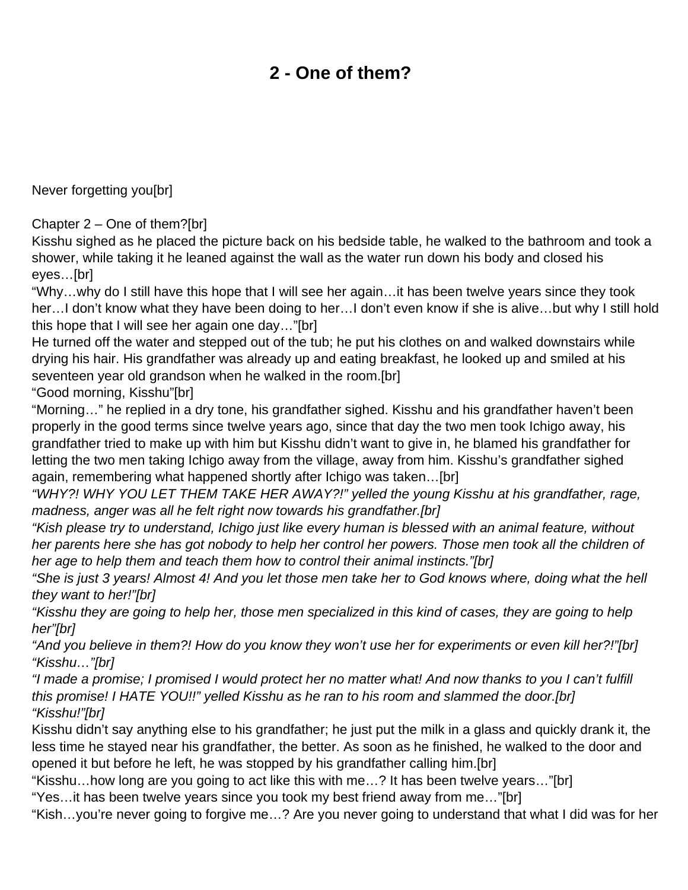# 2 - One of them?

Never forgetting you[br]

Chapter 2 – One of them?[br]
Kisshu sighed as he placed the picture back on his bedside table, he walked to the bathroom and took a shower, while taking it he leaned against the wall as the water run down his body and closed his eyes…[br]
“Why…why do I still have this hope that I will see her again…it has been twelve years since they took her…I don’t know what they have been doing to her…I don’t even know if she is alive…but why I still hold this hope that I will see her again one day…”[br]
He turned off the water and stepped out of the tub; he put his clothes on and walked downstairs while drying his hair. His grandfather was already up and eating breakfast, he looked up and smiled at his seventeen year old grandson when he walked in the room.[br]
“Good morning, Kisshu”[br]
“Morning…” he replied in a dry tone, his grandfather sighed. Kisshu and his grandfather haven’t been properly in the good terms since twelve years ago, since that day the two men took Ichigo away, his grandfather tried to make up with him but Kisshu didn’t want to give in, he blamed his grandfather for letting the two men taking Ichigo away from the village, away from him. Kisshu’s grandfather sighed again, remembering what happened shortly after Ichigo was taken…[br]
*“WHY?! WHY YOU LET THEM TAKE HER AWAY?!” yelled the young Kisshu at his grandfather, rage, madness, anger was all he felt right now towards his grandfather.[br]*
*“Kish please try to understand, Ichigo just like every human is blessed with an animal feature, without her parents here she has got nobody to help her control her powers. Those men took all the children of her age to help them and teach them how to control their animal instincts.”[br]*
*“She is just 3 years! Almost 4! And you let those men take her to God knows where, doing what the hell they want to her!”[br]*
*“Kisshu they are going to help her, those men specialized in this kind of cases, they are going to help her”[br]*
*“And you believe in them?! How do you know they won’t use her for experiments or even kill her?!”[br]*
*“Kisshu…”[br]*
*“I made a promise; I promised I would protect her no matter what! And now thanks to you I can’t fulfill this promise! I HATE YOU!!” yelled Kisshu as he ran to his room and slammed the door.[br]*
*“Kisshu!”[br]*
Kisshu didn’t say anything else to his grandfather; he just put the milk in a glass and quickly drank it, the less time he stayed near his grandfather, the better. As soon as he finished, he walked to the door and opened it but before he left, he was stopped by his grandfather calling him.[br]
“Kisshu…how long are you going to act like this with me…? It has been twelve years…”[br]
“Yes…it has been twelve years since you took my best friend away from me…”[br]
“Kish…you’re never going to forgive me…? Are you never going to understand that what I did was for her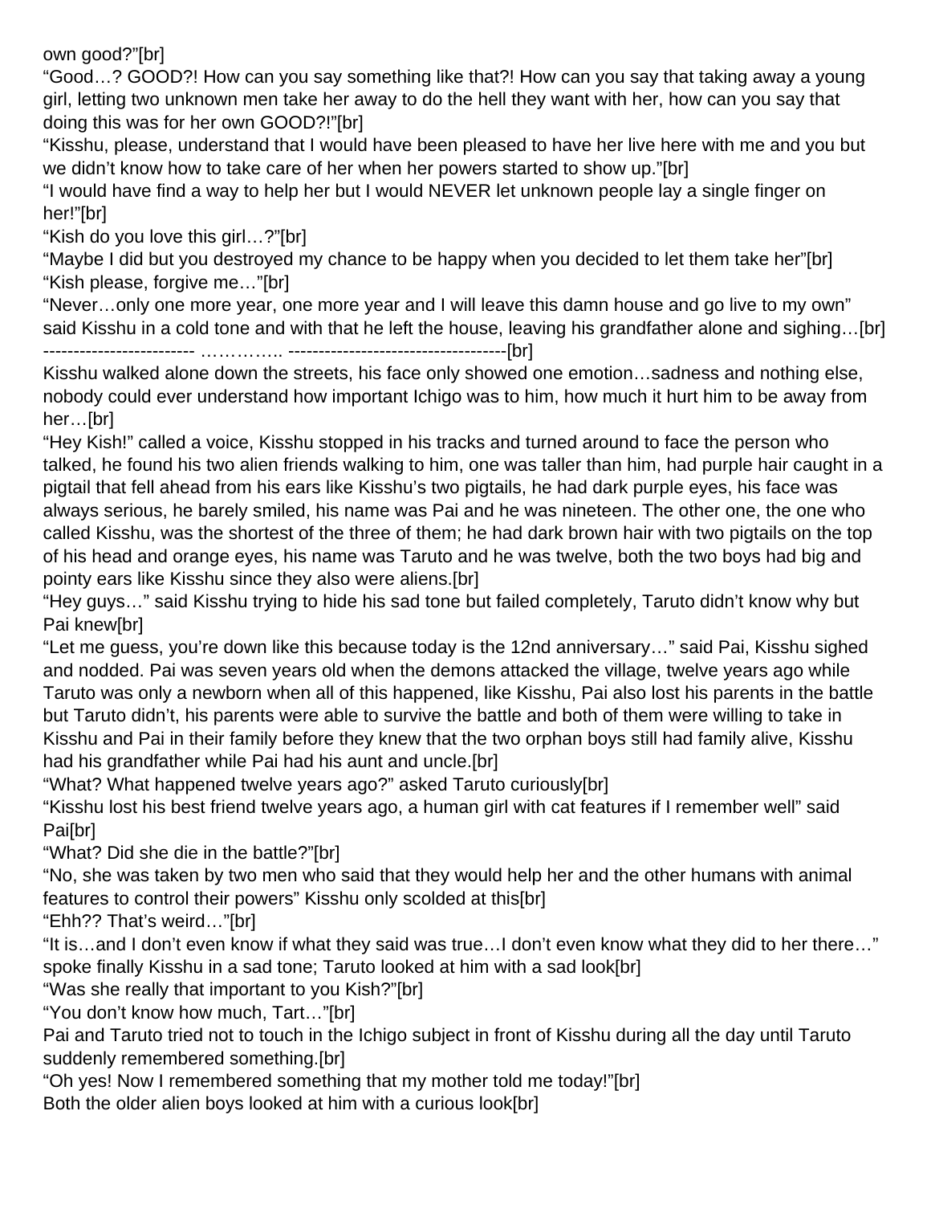own good?"[br]
"Good…? GOOD?! How can you say something like that?! How can you say that taking away a young girl, letting two unknown men take her away to do the hell they want with her, how can you say that doing this was for her own GOOD?!"[br]
"Kisshu, please, understand that I would have been pleased to have her live here with me and you but we didn't know how to take care of her when her powers started to show up."[br]
"I would have find a way to help her but I would NEVER let unknown people lay a single finger on her!"[br]
"Kish do you love this girl…?"[br]
"Maybe I did but you destroyed my chance to be happy when you decided to let them take her"[br]
"Kish please, forgive me…"[br]
"Never…only one more year, one more year and I will leave this damn house and go live to my own" said Kisshu in a cold tone and with that he left the house, leaving his grandfather alone and sighing…[br]
------------------------- ………….. ------------------------------------[br]
Kisshu walked alone down the streets, his face only showed one emotion…sadness and nothing else, nobody could ever understand how important Ichigo was to him, how much it hurt him to be away from her…[br]
"Hey Kish!" called a voice, Kisshu stopped in his tracks and turned around to face the person who talked, he found his two alien friends walking to him, one was taller than him, had purple hair caught in a pigtail that fell ahead from his ears like Kisshu's two pigtails, he had dark purple eyes, his face was always serious, he barely smiled, his name was Pai and he was nineteen. The other one, the one who called Kisshu, was the shortest of the three of them; he had dark brown hair with two pigtails on the top of his head and orange eyes, his name was Taruto and he was twelve, both the two boys had big and pointy ears like Kisshu since they also were aliens.[br]
"Hey guys…" said Kisshu trying to hide his sad tone but failed completely, Taruto didn't know why but Pai knew[br]
"Let me guess, you're down like this because today is the 12nd anniversary…" said Pai, Kisshu sighed and nodded. Pai was seven years old when the demons attacked the village, twelve years ago while Taruto was only a newborn when all of this happened, like Kisshu, Pai also lost his parents in the battle but Taruto didn't, his parents were able to survive the battle and both of them were willing to take in Kisshu and Pai in their family before they knew that the two orphan boys still had family alive, Kisshu had his grandfather while Pai had his aunt and uncle.[br]
"What? What happened twelve years ago?" asked Taruto curiously[br]
"Kisshu lost his best friend twelve years ago, a human girl with cat features if I remember well" said Pai[br]
"What? Did she die in the battle?"[br]
"No, she was taken by two men who said that they would help her and the other humans with animal features to control their powers" Kisshu only scolded at this[br]
"Ehh?? That's weird…"[br]
"It is…and I don't even know if what they said was true…I don't even know what they did to her there…" spoke finally Kisshu in a sad tone; Taruto looked at him with a sad look[br]
"Was she really that important to you Kish?"[br]
"You don't know how much, Tart…"[br]
Pai and Taruto tried not to touch in the Ichigo subject in front of Kisshu during all the day until Taruto suddenly remembered something.[br]
"Oh yes! Now I remembered something that my mother told me today!"[br]
Both the older alien boys looked at him with a curious look[br]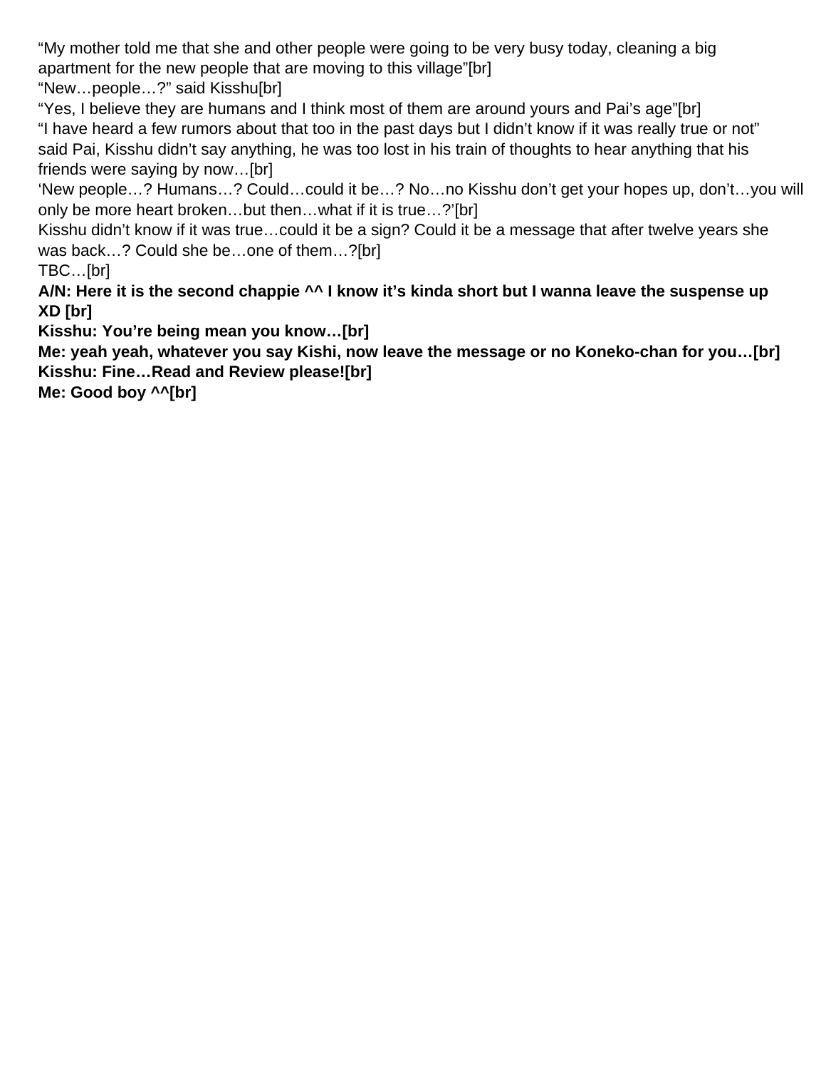"My mother told me that she and other people were going to be very busy today, cleaning a big apartment for the new people that are moving to this village"[br]
"New…people…?" said Kisshu[br]
"Yes, I believe they are humans and I think most of them are around yours and Pai's age"[br]
"I have heard a few rumors about that too in the past days but I didn't know if it was really true or not" said Pai, Kisshu didn't say anything, he was too lost in his train of thoughts to hear anything that his friends were saying by now…[br]
'New people…? Humans…? Could…could it be…? No…no Kisshu don't get your hopes up, don't…you will only be more heart broken…but then…what if it is true…?'[br]
Kisshu didn't know if it was true…could it be a sign? Could it be a message that after twelve years she was back…? Could she be…one of them…?[br]
TBC…[br]
**A/N: Here it is the second chappie ^^ I know it's kinda short but I wanna leave the suspense up XD [br]**
**Kisshu: You're being mean you know…[br]**
**Me: yeah yeah, whatever you say Kishi, now leave the message or no Koneko-chan for you…[br]**
**Kisshu: Fine…Read and Review please![br]**
**Me: Good boy ^^[br]**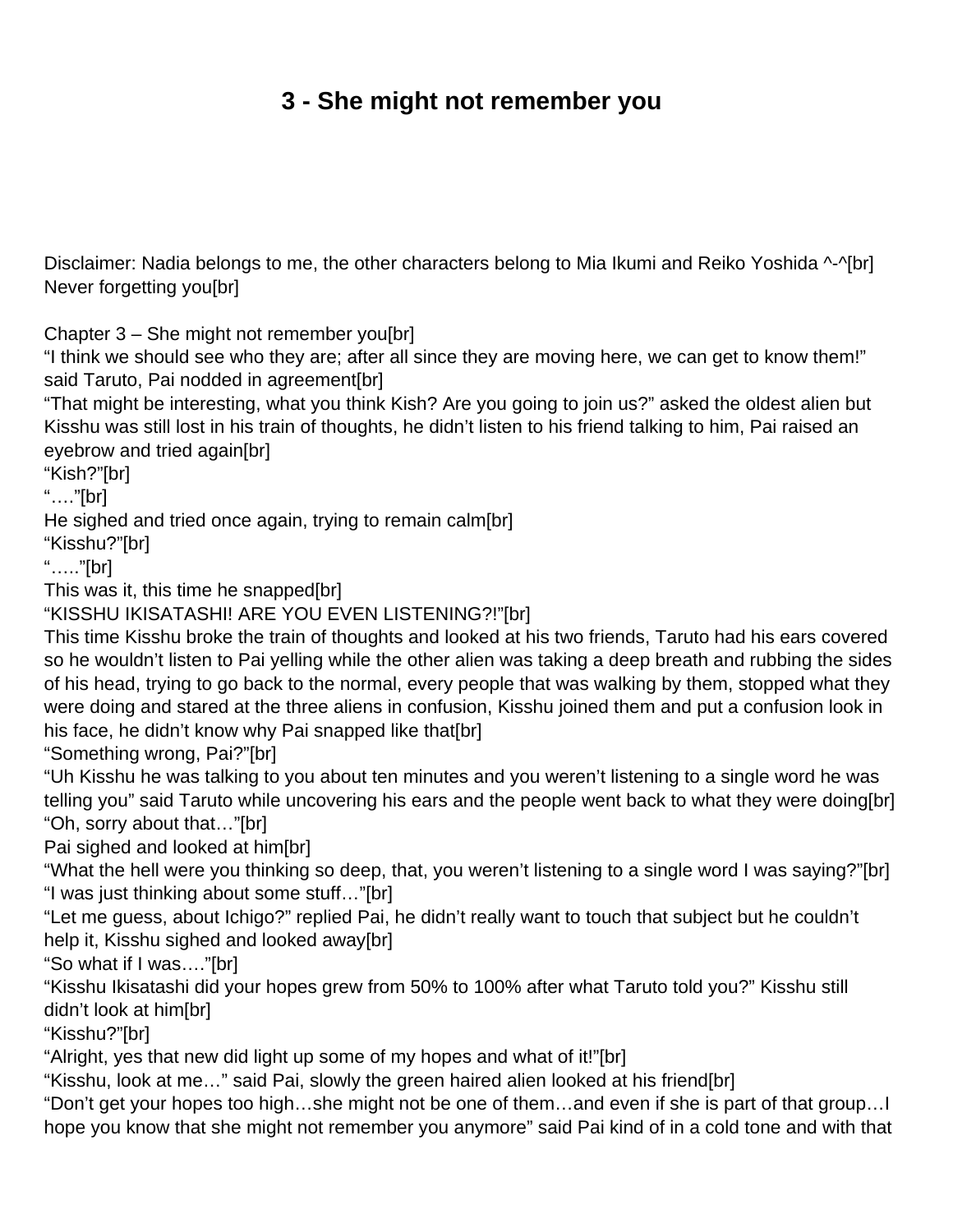# 3 - She might not remember you

Disclaimer: Nadia belongs to me, the other characters belong to Mia Ikumi and Reiko Yoshida ^-^[br]
Never forgetting you[br]

Chapter 3 – She might not remember you[br]
"I think we should see who they are; after all since they are moving here, we can get to know them!" said Taruto, Pai nodded in agreement[br]
"That might be interesting, what you think Kish? Are you going to join us?" asked the oldest alien but Kisshu was still lost in his train of thoughts, he didn't listen to his friend talking to him, Pai raised an eyebrow and tried again[br]
"Kish?"[br]
"…."[br]
He sighed and tried once again, trying to remain calm[br]
"Kisshu?"[br]
"….."[br]
This was it, this time he snapped[br]
"KISSHU IKISATASHI! ARE YOU EVEN LISTENING?!"[br]
This time Kisshu broke the train of thoughts and looked at his two friends, Taruto had his ears covered so he wouldn't listen to Pai yelling while the other alien was taking a deep breath and rubbing the sides of his head, trying to go back to the normal, every people that was walking by them, stopped what they were doing and stared at the three aliens in confusion, Kisshu joined them and put a confusion look in his face, he didn't know why Pai snapped like that[br]
"Something wrong, Pai?"[br]
"Uh Kisshu he was talking to you about ten minutes and you weren't listening to a single word he was telling you" said Taruto while uncovering his ears and the people went back to what they were doing[br]
"Oh, sorry about that…"[br]
Pai sighed and looked at him[br]
"What the hell were you thinking so deep, that, you weren't listening to a single word I was saying?"[br]
"I was just thinking about some stuff…"[br]
"Let me guess, about Ichigo?" replied Pai, he didn't really want to touch that subject but he couldn't help it, Kisshu sighed and looked away[br]
"So what if I was…."[br]
"Kisshu Ikisatashi did your hopes grew from 50% to 100% after what Taruto told you?" Kisshu still didn't look at him[br]
"Kisshu?"[br]
"Alright, yes that new did light up some of my hopes and what of it!"[br]
"Kisshu, look at me…" said Pai, slowly the green haired alien looked at his friend[br]
"Don't get your hopes too high…she might not be one of them…and even if she is part of that group…I hope you know that she might not remember you anymore" said Pai kind of in a cold tone and with that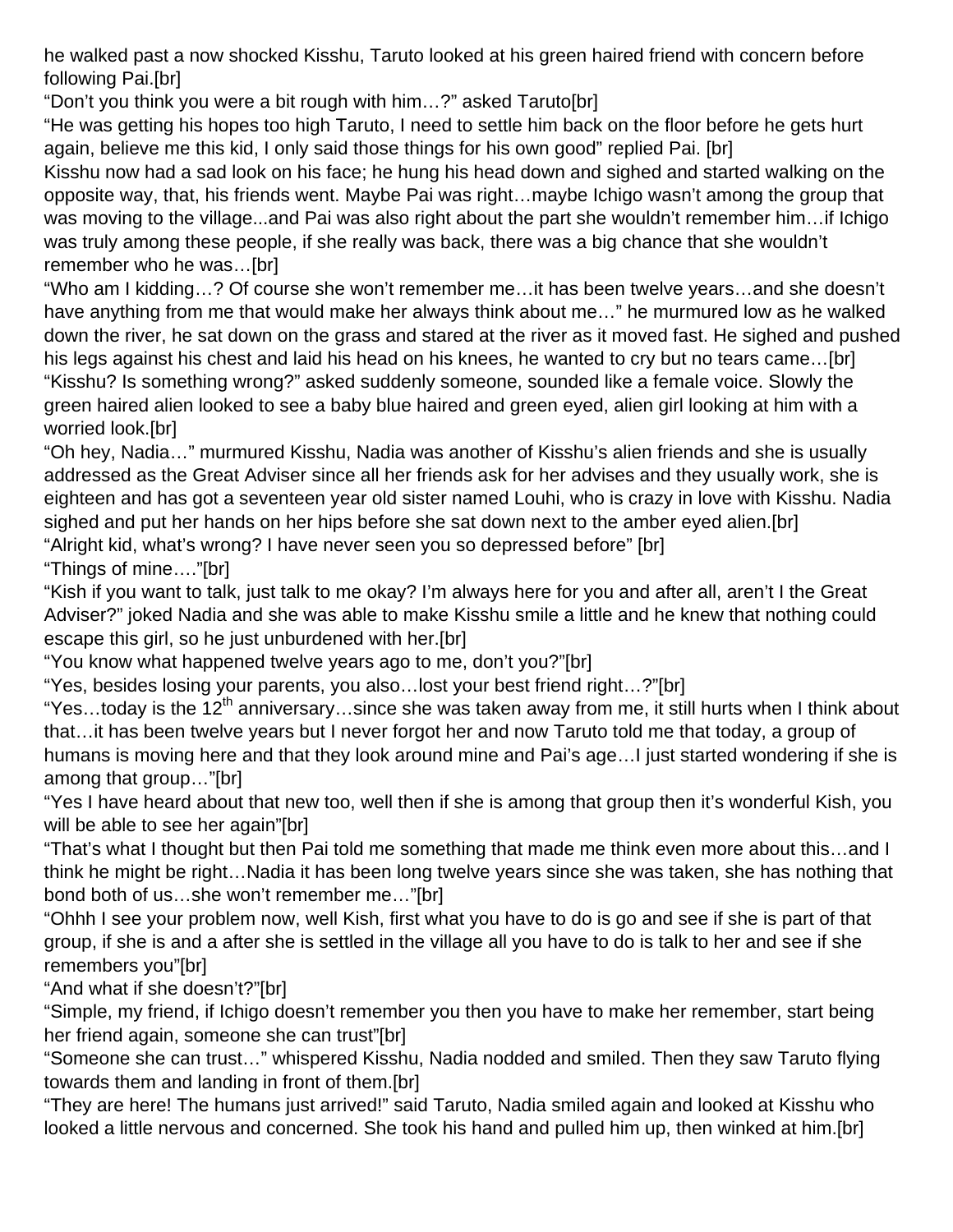he walked past a now shocked Kisshu, Taruto looked at his green haired friend with concern before following Pai.[br]
"Don't you think you were a bit rough with him…?" asked Taruto[br]
"He was getting his hopes too high Taruto, I need to settle him back on the floor before he gets hurt again, believe me this kid, I only said those things for his own good" replied Pai. [br]
Kisshu now had a sad look on his face; he hung his head down and sighed and started walking on the opposite way, that, his friends went. Maybe Pai was right…maybe Ichigo wasn't among the group that was moving to the village...and Pai was also right about the part she wouldn't remember him…if Ichigo was truly among these people, if she really was back, there was a big chance that she wouldn't remember who he was…[br]
"Who am I kidding…? Of course she won't remember me…it has been twelve years…and she doesn't have anything from me that would make her always think about me…" he murmured low as he walked down the river, he sat down on the grass and stared at the river as it moved fast. He sighed and pushed his legs against his chest and laid his head on his knees, he wanted to cry but no tears came…[br]
"Kisshu? Is something wrong?" asked suddenly someone, sounded like a female voice. Slowly the green haired alien looked to see a baby blue haired and green eyed, alien girl looking at him with a worried look.[br]
"Oh hey, Nadia…" murmured Kisshu, Nadia was another of Kisshu's alien friends and she is usually addressed as the Great Adviser since all her friends ask for her advises and they usually work, she is eighteen and has got a seventeen year old sister named Louhi, who is crazy in love with Kisshu. Nadia sighed and put her hands on her hips before she sat down next to the amber eyed alien.[br]
"Alright kid, what's wrong? I have never seen you so depressed before" [br]
"Things of mine…."[br]
"Kish if you want to talk, just talk to me okay? I'm always here for you and after all, aren't I the Great Adviser?" joked Nadia and she was able to make Kisshu smile a little and he knew that nothing could escape this girl, so he just unburdened with her.[br]
"You know what happened twelve years ago to me, don't you?"[br]
"Yes, besides losing your parents, you also…lost your best friend right…?"[br]
"Yes…today is the 12th anniversary…since she was taken away from me, it still hurts when I think about that…it has been twelve years but I never forgot her and now Taruto told me that today, a group of humans is moving here and that they look around mine and Pai's age…I just started wondering if she is among that group…"[br]
"Yes I have heard about that new too, well then if she is among that group then it's wonderful Kish, you will be able to see her again"[br]
"That's what I thought but then Pai told me something that made me think even more about this…and I think he might be right…Nadia it has been long twelve years since she was taken, she has nothing that bond both of us…she won't remember me…"[br]
"Ohhh I see your problem now, well Kish, first what you have to do is go and see if she is part of that group, if she is and a after she is settled in the village all you have to do is talk to her and see if she remembers you"[br]
"And what if she doesn't?"[br]
"Simple, my friend, if Ichigo doesn't remember you then you have to make her remember, start being her friend again, someone she can trust"[br]
"Someone she can trust…" whispered Kisshu, Nadia nodded and smiled. Then they saw Taruto flying towards them and landing in front of them.[br]
"They are here! The humans just arrived!" said Taruto, Nadia smiled again and looked at Kisshu who looked a little nervous and concerned. She took his hand and pulled him up, then winked at him.[br]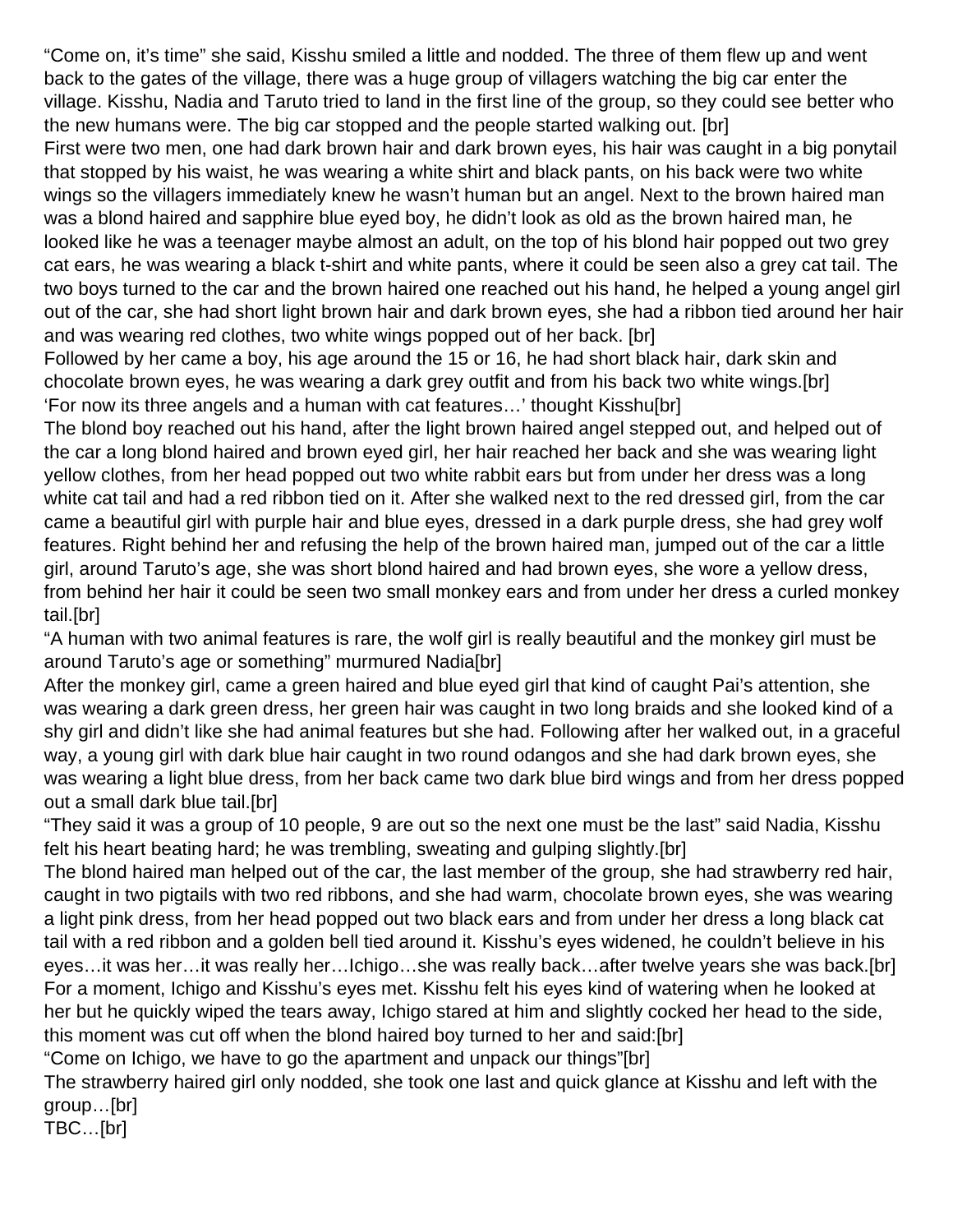"Come on, it's time" she said, Kisshu smiled a little and nodded. The three of them flew up and went back to the gates of the village, there was a huge group of villagers watching the big car enter the village. Kisshu, Nadia and Taruto tried to land in the first line of the group, so they could see better who the new humans were. The big car stopped and the people started walking out. [br]
First were two men, one had dark brown hair and dark brown eyes, his hair was caught in a big ponytail that stopped by his waist, he was wearing a white shirt and black pants, on his back were two white wings so the villagers immediately knew he wasn't human but an angel. Next to the brown haired man was a blond haired and sapphire blue eyed boy, he didn't look as old as the brown haired man, he looked like he was a teenager maybe almost an adult, on the top of his blond hair popped out two grey cat ears, he was wearing a black t-shirt and white pants, where it could be seen also a grey cat tail. The two boys turned to the car and the brown haired one reached out his hand, he helped a young angel girl out of the car, she had short light brown hair and dark brown eyes, she had a ribbon tied around her hair and was wearing red clothes, two white wings popped out of her back. [br]
Followed by her came a boy, his age around the 15 or 16, he had short black hair, dark skin and chocolate brown eyes, he was wearing a dark grey outfit and from his back two white wings.[br]
'For now its three angels and a human with cat features…' thought Kisshu[br]
The blond boy reached out his hand, after the light brown haired angel stepped out, and helped out of the car a long blond haired and brown eyed girl, her hair reached her back and she was wearing light yellow clothes, from her head popped out two white rabbit ears but from under her dress was a long white cat tail and had a red ribbon tied on it. After she walked next to the red dressed girl, from the car came a beautiful girl with purple hair and blue eyes, dressed in a dark purple dress, she had grey wolf features. Right behind her and refusing the help of the brown haired man, jumped out of the car a little girl, around Taruto's age, she was short blond haired and had brown eyes, she wore a yellow dress, from behind her hair it could be seen two small monkey ears and from under her dress a curled monkey tail.[br]
"A human with two animal features is rare, the wolf girl is really beautiful and the monkey girl must be around Taruto's age or something" murmured Nadia[br]
After the monkey girl, came a green haired and blue eyed girl that kind of caught Pai's attention, she was wearing a dark green dress, her green hair was caught in two long braids and she looked kind of a shy girl and didn't like she had animal features but she had. Following after her walked out, in a graceful way, a young girl with dark blue hair caught in two round odangos and she had dark brown eyes, she was wearing a light blue dress, from her back came two dark blue bird wings and from her dress popped out a small dark blue tail.[br]
"They said it was a group of 10 people, 9 are out so the next one must be the last" said Nadia, Kisshu felt his heart beating hard; he was trembling, sweating and gulping slightly.[br]
The blond haired man helped out of the car, the last member of the group, she had strawberry red hair, caught in two pigtails with two red ribbons, and she had warm, chocolate brown eyes, she was wearing a light pink dress, from her head popped out two black ears and from under her dress a long black cat tail with a red ribbon and a golden bell tied around it. Kisshu's eyes widened, he couldn't believe in his eyes…it was her…it was really her…Ichigo…she was really back…after twelve years she was back.[br]
For a moment, Ichigo and Kisshu's eyes met. Kisshu felt his eyes kind of watering when he looked at her but he quickly wiped the tears away, Ichigo stared at him and slightly cocked her head to the side, this moment was cut off when the blond haired boy turned to her and said:[br]
"Come on Ichigo, we have to go the apartment and unpack our things"[br]
The strawberry haired girl only nodded, she took one last and quick glance at Kisshu and left with the group…[br]
TBC…[br]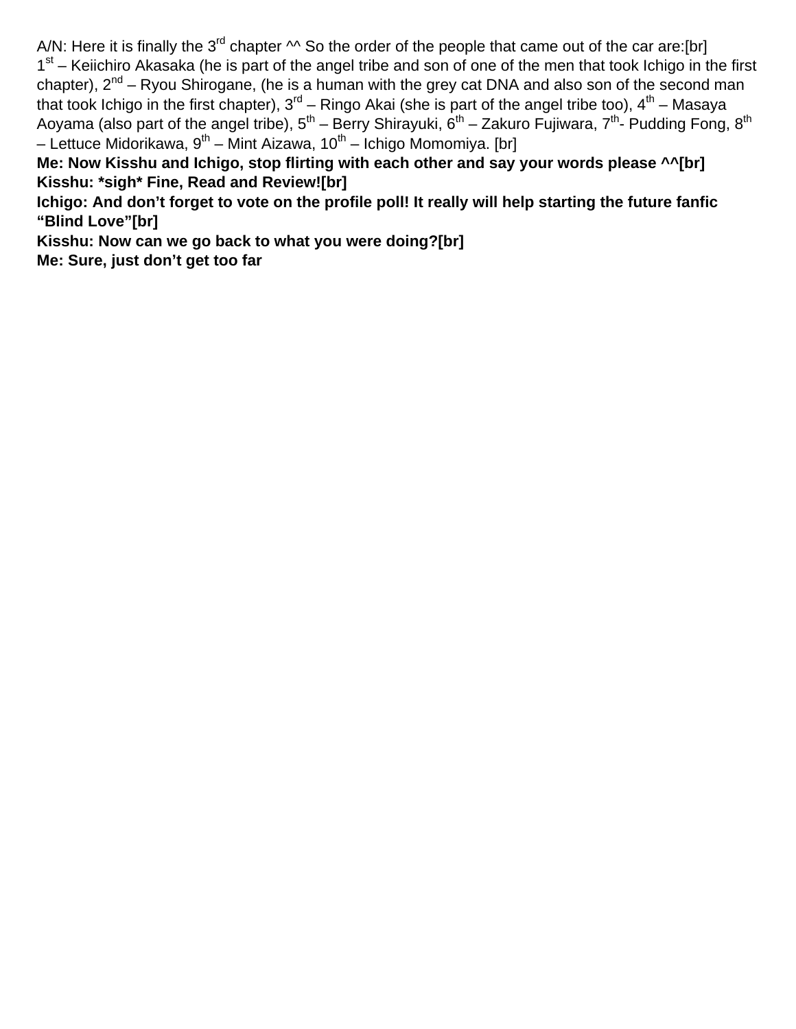A/N: Here it is finally the 3rd chapter ^^ So the order of the people that came out of the car are:[br]
1st – Keiichiro Akasaka (he is part of the angel tribe and son of one of the men that took Ichigo in the first chapter), 2nd – Ryou Shirogane, (he is a human with the grey cat DNA and also son of the second man that took Ichigo in the first chapter), 3rd – Ringo Akai (she is part of the angel tribe too), 4th – Masaya Aoyama (also part of the angel tribe), 5th – Berry Shirayuki, 6th – Zakuro Fujiwara, 7th- Pudding Fong, 8th – Lettuce Midorikawa, 9th – Mint Aizawa, 10th – Ichigo Momomiya. [br]

**Me: Now Kisshu and Ichigo, stop flirting with each other and say your words please ^^[br]**

**Kisshu: *sigh* Fine, Read and Review![br]**

**Ichigo: And don't forget to vote on the profile poll! It really will help starting the future fanfic "Blind Love"[br]**

**Kisshu: Now can we go back to what you were doing?[br]**

**Me: Sure, just don't get too far**